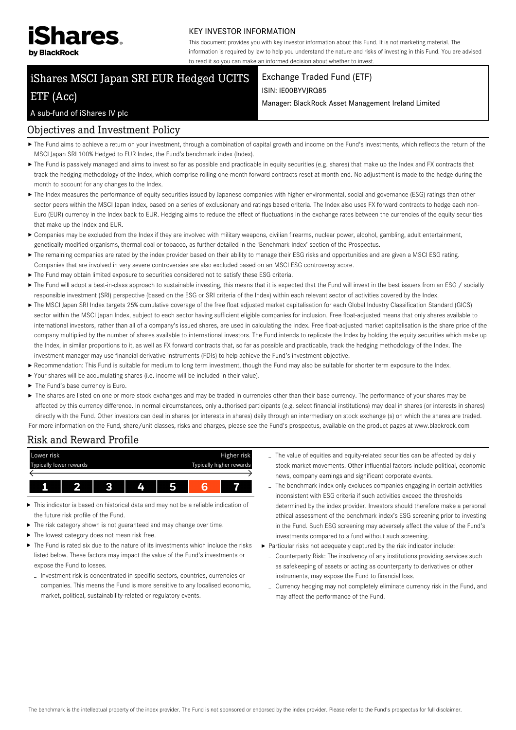iShares by BlackRock

KEY INVESTOR INFORMATION

This document provides you with key investor information about this Fund. It is not marketing material. The information is required by law to help you understand the nature and risks of investing in this Fund. You are advised to read it so you can make an informed decision about whether to invest.

# iShares MSCI Japan SRI EUR Hedged UCITS ETF (Acc)

A sub-fund of iShares IV plc

Exchange Traded Fund (ETF)

ISIN: IE00BYVJRQ85

Manager: BlackRock Asset Management Ireland Limited

## Objectives and Investment Policy

- The Fund aims to achieve a return on your investment, through a combination of capital growth and income on the Fund's investments, which reflects the return of the MSCI Japan SRI 100% Hedged to EUR Index, the Fund's benchmark index (Index).
- The Fund is passively managed and aims to invest so far as possible and practicable in equity securities (e.g. shares) that make up the Index and FX contracts that track the hedging methodology of the Index, which comprise rolling one-month forward contracts reset at month end. No adjustment is made to the hedge during the month to account for any changes to the Index.
- The Index measures the performance of equity securities issued by Japanese companies with higher environmental, social and governance (ESG) ratings than other sector peers within the MSCI Japan Index, based on a series of exclusionary and ratings based criteria. The Index also uses FX forward contracts to hedge each non-Euro (EUR) currency in the Index back to EUR. Hedging aims to reduce the effect of fluctuations in the exchange rates between the currencies of the equity securities that make up the Index and EUR.
- Companies may be excluded from the Index if they are involved with military weapons, civilian firearms, nuclear power, alcohol, gambling, adult entertainment, genetically modified organisms, thermal coal or tobacco, as further detailed in the 'Benchmark Index' section of the Prospectus.
- The remaining companies are rated by the index provider based on their ability to manage their ESG risks and opportunities and are given a MSCI ESG rating. Companies that are involved in very severe controversies are also excluded based on an MSCI ESG controversy score.
- The Fund may obtain limited exposure to securities considered not to satisfy these ESG criteria.
- The Fund will adopt a best-in-class approach to sustainable investing, this means that it is expected that the Fund will invest in the best issuers from an ESG / socially responsible investment (SRI) perspective (based on the ESG or SRI criteria of the Index) within each relevant sector of activities covered by the Index.
- The MSCI Japan SRI Index targets 25% cumulative coverage of the free float adjusted market capitalisation for each Global Industry Classification Standard (GICS) sector within the MSCI Japan Index, subject to each sector having sufficient eligible companies for inclusion. Free float-adjusted means that only shares available to international investors, rather than all of a company's issued shares, are used in calculating the Index. Free float-adjusted market capitalisation is the share price of the company multiplied by the number of shares available to international investors. The Fund intends to replicate the Index by holding the equity securities which make up the Index, in similar proportions to it, as well as FX forward contracts that, so far as possible and practicable, track the hedging methodology of the Index. The investment manager may use financial derivative instruments (FDIs) to help achieve the Fund's investment objective.
- Recommendation: This Fund is suitable for medium to long term investment, though the Fund may also be suitable for shorter term exposure to the Index.
- Your shares will be accumulating shares (i.e. income will be included in their value).
- The Fund's base currency is Euro.
- The shares are listed on one or more stock exchanges and may be traded in currencies other than their base currency. The performance of your shares may be affected by this currency difference. In normal circumstances, only authorised participants (e.g. select financial institutions) may deal in shares (or interests in shares) directly with the Fund. Other investors can deal in shares (or interests in shares) daily through an intermediary on stock exchange (s) on which the shares are traded.

For more information on the Fund, share/unit classes, risks and charges, please see the Fund's prospectus, available on the product pages at www.blackrock.com

## Risk and Reward Profile

| Lower risk<br>Typically lower rewards | | | | | | Higher risk<br>Typically higher rewards |
|---|---|---|---|---|---|---|
| 1 | 2 | 3 | 4 | 5 | **6** | 7 |

- This indicator is based on historical data and may not be a reliable indication of the future risk profile of the Fund.
- The risk category shown is not guaranteed and may change over time.
- The lowest category does not mean risk free.
- The Fund is rated six due to the nature of its investments which include the risks listed below. These factors may impact the value of the Fund's investments or expose the Fund to losses.
  - Investment risk is concentrated in specific sectors, countries, currencies or companies. This means the Fund is more sensitive to any localised economic, market, political, sustainability-related or regulatory events.
  - The value of equities and equity-related securities can be affected by daily stock market movements. Other influential factors include political, economic news, company earnings and significant corporate events.
  - The benchmark index only excludes companies engaging in certain activities inconsistent with ESG criteria if such activities exceed the thresholds determined by the index provider. Investors should therefore make a personal ethical assessment of the benchmark index's ESG screening prior to investing in the Fund. Such ESG screening may adversely affect the value of the Fund's investments compared to a fund without such screening.
- Particular risks not adequately captured by the risk indicator include:
  - Counterparty Risk: The insolvency of any institutions providing services such as safekeeping of assets or acting as counterparty to derivatives or other instruments, may expose the Fund to financial loss.
  - Currency hedging may not completely eliminate currency risk in the Fund, and may affect the performance of the Fund.

The benchmark is the intellectual property of the index provider. The Fund is not sponsored or endorsed by the index provider. Please refer to the Fund's prospectus for full disclaimer.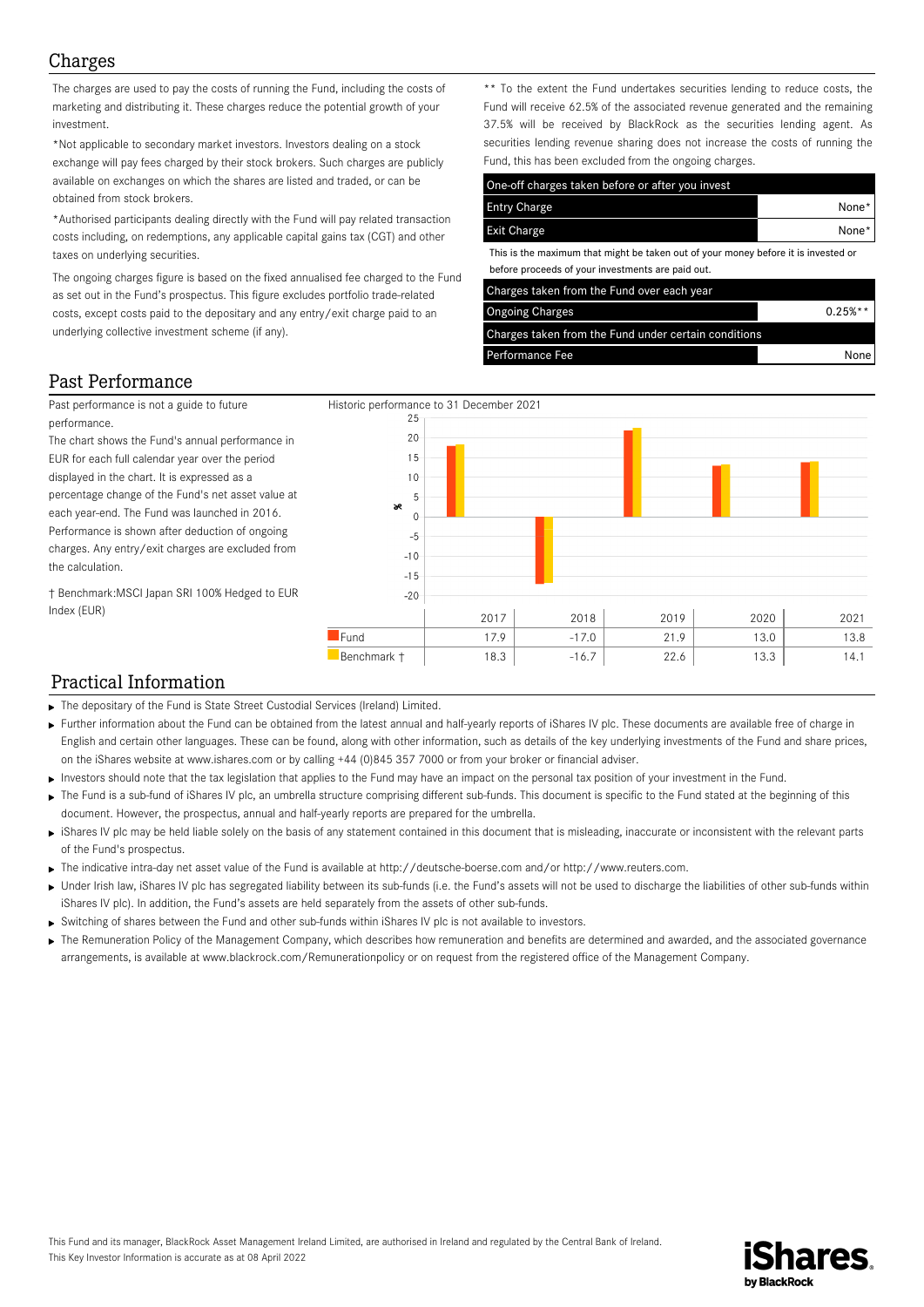## Charges

The charges are used to pay the costs of running the Fund, including the costs of marketing and distributing it. These charges reduce the potential growth of your investment.

*Not applicable to secondary market investors. Investors dealing on a stock exchange will pay fees charged by their stock brokers. Such charges are publicly available on exchanges on which the shares are listed and traded, or can be obtained from stock brokers.

*Authorised participants dealing directly with the Fund will pay related transaction costs including, on redemptions, any applicable capital gains tax (CGT) and other taxes on underlying securities.

The ongoing charges figure is based on the fixed annualised fee charged to the Fund as set out in the Fund's prospectus. This figure excludes portfolio trade-related costs, except costs paid to the depositary and any entry/exit charge paid to an underlying collective investment scheme (if any).

** To the extent the Fund undertakes securities lending to reduce costs, the Fund will receive 62.5% of the associated revenue generated and the remaining 37.5% will be received by BlackRock as the securities lending agent. As securities lending revenue sharing does not increase the costs of running the Fund, this has been excluded from the ongoing charges.

| One-off charges taken before or after you invest | |
|---|---|
| Entry Charge | None* |
| Exit Charge | None* |

This is the maximum that might be taken out of your money before it is invested or before proceeds of your investments are paid out.

| Charges taken from the Fund over each year | |
|---|---|
| Ongoing Charges | 0.25%** |
| **Charges taken from the Fund under certain conditions** | |
| Performance Fee | None |

## Past Performance

Past performance is not a guide to future performance.

The chart shows the Fund's annual performance in EUR for each full calendar year over the period displayed in the chart. It is expressed as a percentage change of the Fund's net asset value at each year-end. The Fund was launched in 2016. Performance is shown after deduction of ongoing charges. Any entry/exit charges are excluded from the calculation.

† Benchmark:MSCI Japan SRI 100% Hedged to EUR Index (EUR)

Historic performance to 31 December 2021

%

25
20
15
10
5
0
-5
-10
-15
-20

| | 2017 | 2018 | 2019 | 2020 | 2021 |
|---|---|---|---|---|---|
| Fund | 17.9 | -17.0 | 21.9 | 13.0 | 13.8 |
| Benchmark † | 18.3 | -16.7 | 22.6 | 13.3 | 14.1 |

## Practical Information

- The depositary of the Fund is State Street Custodial Services (Ireland) Limited.
- Further information about the Fund can be obtained from the latest annual and half-yearly reports of iShares IV plc. These documents are available free of charge in English and certain other languages. These can be found, along with other information, such as details of the key underlying investments of the Fund and share prices, on the iShares website at www.ishares.com or by calling +44 (0)845 357 7000 or from your broker or financial adviser.
- Investors should note that the tax legislation that applies to the Fund may have an impact on the personal tax position of your investment in the Fund.
- The Fund is a sub-fund of iShares IV plc, an umbrella structure comprising different sub-funds. This document is specific to the Fund stated at the beginning of this document. However, the prospectus, annual and half-yearly reports are prepared for the umbrella.
- iShares IV plc may be held liable solely on the basis of any statement contained in this document that is misleading, inaccurate or inconsistent with the relevant parts of the Fund's prospectus.
- The indicative intra-day net asset value of the Fund is available at http://deutsche-boerse.com and/or http://www.reuters.com.
- Under Irish law, iShares IV plc has segregated liability between its sub-funds (i.e. the Fund's assets will not be used to discharge the liabilities of other sub-funds within iShares IV plc). In addition, the Fund's assets are held separately from the assets of other sub-funds.
- Switching of shares between the Fund and other sub-funds within iShares IV plc is not available to investors.
- The Remuneration Policy of the Management Company, which describes how remuneration and benefits are determined and awarded, and the associated governance arrangements, is available at www.blackrock.com/Remunerationpolicy or on request from the registered office of the Management Company.

This Fund and its manager, BlackRock Asset Management Ireland Limited, are authorised in Ireland and regulated by the Central Bank of Ireland.
This Key Investor Information is accurate as at 08 April 2022

iShares by BlackRock